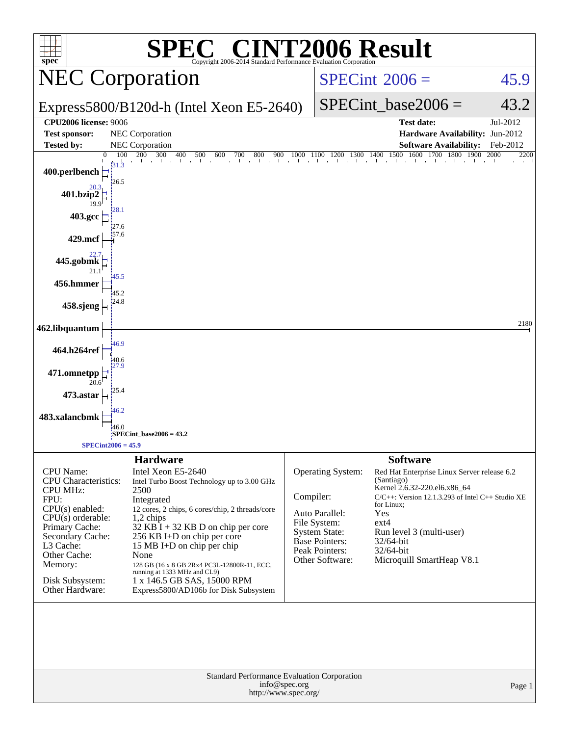# SPEC® CINT2006 Result

Copyright 2006-2014 Standard Performance Evaluation Corporation

## NEC Corporation

**Express5800/B120d-h (Intel Xeon E5-2640)**

SPECint 2006 = 45.9

SPECint_base2006 = 43.2

| | | | |
|---|---|---|---|
| **CPU2006 license:** 9006 | | **Test date:** | Jul-2012 |
| **Test sponsor:** | NEC Corporation | **Hardware Availability:** | Jun-2012 |
| **Tested by:** | NEC Corporation | **Software Availability:** | Feb-2012 |

| Benchmark | Peak | Base |
|---|---|---|
| 400.perlbench | 31.3 | 26.5 |
| 401.bzip2 | 20.3 | 19.9 |
| 403.gcc | 28.1 | 27.6 |
| 429.mcf | | 57.6 |
| 445.gobmk | 22.7 | 21.1 |
| 456.hmmer | 45.5 | 45.2 |
| 458.sjeng | | 24.8 |
| 462.libquantum | | 2180 |
| 464.h264ref | 46.9 | 40.6 |
| 471.omnetpp | 27.9 | 20.6 |
| 473.astar | | 25.4 |
| 483.xalancbmk | 46.2 | 46.0 |

SPECint_base2006 = 43.2

SPECint2006 = 45.9

### Hardware

| | |
|---|---|
| CPU Name: | Intel Xeon E5-2640 |
| CPU Characteristics: | Intel Turbo Boost Technology up to 3.00 GHz |
| CPU MHz: | 2500 |
| FPU: | Integrated |
| CPU(s) enabled: | 12 cores, 2 chips, 6 cores/chip, 2 threads/core |
| CPU(s) orderable: | 1,2 chips |
| Primary Cache: | 32 KB I + 32 KB D on chip per core |
| Secondary Cache: | 256 KB I+D on chip per core |
| L3 Cache: | 15 MB I+D on chip per chip |
| Other Cache: | None |
| Memory: | 128 GB (16 x 8 GB 2Rx4 PC3L-12800R-11, ECC, running at 1333 MHz and CL9) |
| Disk Subsystem: | 1 x 146.5 GB SAS, 15000 RPM |
| Other Hardware: | Express5800/AD106b for Disk Subsystem |

### Software

| | |
|---|---|
| Operating System: | Red Hat Enterprise Linux Server release 6.2 (Santiago) Kernel 2.6.32-220.el6.x86_64 |
| Compiler: | C/C++: Version 12.1.3.293 of Intel C++ Studio XE for Linux; |
| Auto Parallel: | Yes |
| File System: | ext4 |
| System State: | Run level 3 (multi-user) |
| Base Pointers: | 32/64-bit |
| Peak Pointers: | 32/64-bit |
| Other Software: | Microquill SmartHeap V8.1 |

Standard Performance Evaluation Corporation
info@spec.org
http://www.spec.org/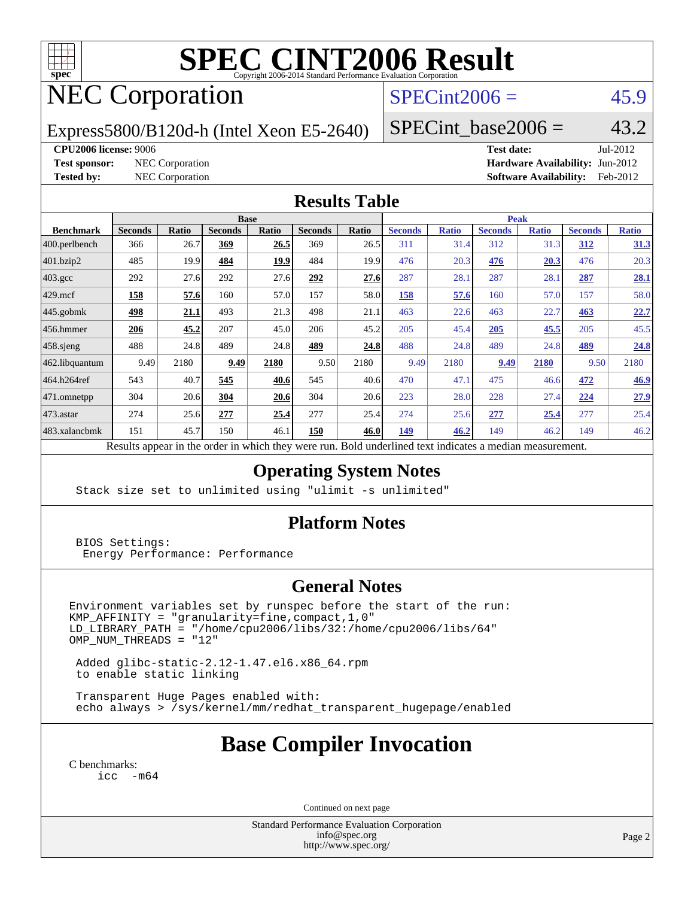# SPEC CINT2006 Result

Copyright 2006-2014 Standard Performance Evaluation Corporation

# NEC Corporation

Express5800/B120d-h (Intel Xeon E5-2640)

SPECint2006 = 45.9

SPECint_base2006 = 43.2

**CPU2006 license:** 9006
**Test sponsor:** NEC Corporation
**Tested by:** NEC Corporation

**Test date:** Jul-2012
**Hardware Availability:** Jun-2012
**Software Availability:** Feb-2012

## Results Table

| Benchmark | Base | | | | | | Peak | | | | | |
|---|---|---|---|---|---|---|---|---|---|---|---|---|
| | Seconds | Ratio | Seconds | Ratio | Seconds | Ratio | Seconds | Ratio | Seconds | Ratio | Seconds | Ratio |
| 400.perlbench | 366 | 26.7 | **369** | **26.5** | 369 | 26.5 | 311 | 31.4 | 312 | 31.3 | **312** | **31.3** |
| 401.bzip2 | 485 | 19.9 | **484** | **19.9** | 484 | 19.9 | 476 | 20.3 | **476** | **20.3** | 476 | 20.3 |
| 403.gcc | 292 | 27.6 | 292 | 27.6 | **292** | **27.6** | 287 | 28.1 | 287 | 28.1 | **287** | **28.1** |
| 429.mcf | **158** | **57.6** | 160 | 57.0 | 157 | 58.0 | **158** | **57.6** | 160 | 57.0 | 157 | 58.0 |
| 445.gobmk | **498** | **21.1** | 493 | 21.3 | 498 | 21.1 | 463 | 22.6 | 463 | 22.7 | **463** | **22.7** |
| 456.hmmer | **206** | **45.2** | 207 | 45.0 | 206 | 45.2 | 205 | 45.4 | **205** | **45.5** | 205 | 45.5 |
| 458.sjeng | 488 | 24.8 | 489 | 24.8 | **489** | **24.8** | 488 | 24.8 | 489 | 24.8 | **489** | **24.8** |
| 462.libquantum | 9.49 | 2180 | **9.49** | **2180** | 9.50 | 2180 | 9.49 | 2180 | **9.49** | **2180** | 9.50 | 2180 |
| 464.h264ref | 543 | 40.7 | **545** | **40.6** | 545 | 40.6 | 470 | 47.1 | 475 | 46.6 | **472** | **46.9** |
| 471.omnetpp | 304 | 20.6 | **304** | **20.6** | 304 | 20.6 | 223 | 28.0 | 228 | 27.4 | **224** | **27.9** |
| 473.astar | 274 | 25.6 | **277** | **25.4** | 277 | 25.4 | 274 | 25.6 | **277** | **25.4** | 277 | 25.4 |
| 483.xalancbmk | 151 | 45.7 | 150 | 46.1 | **150** | **46.0** | **149** | **46.2** | 149 | 46.2 | 149 | 46.2 |

Results appear in the order in which they were run. Bold underlined text indicates a median measurement.

## Operating System Notes

```
Stack size set to unlimited using "ulimit -s unlimited"
```

## Platform Notes

```
BIOS Settings:
 Energy Performance: Performance
```

## General Notes

```
Environment variables set by runspec before the start of the run:
KMP_AFFINITY = "granularity=fine,compact,1,0"
LD_LIBRARY_PATH = "/home/cpu2006/libs/32:/home/cpu2006/libs/64"
OMP_NUM_THREADS = "12"

 Added glibc-static-2.12-1.47.el6.x86_64.rpm
 to enable static linking

 Transparent Huge Pages enabled with:
 echo always > /sys/kernel/mm/redhat_transparent_hugepage/enabled
```

# Base Compiler Invocation

C benchmarks:
```
icc  -m64
```

Continued on next page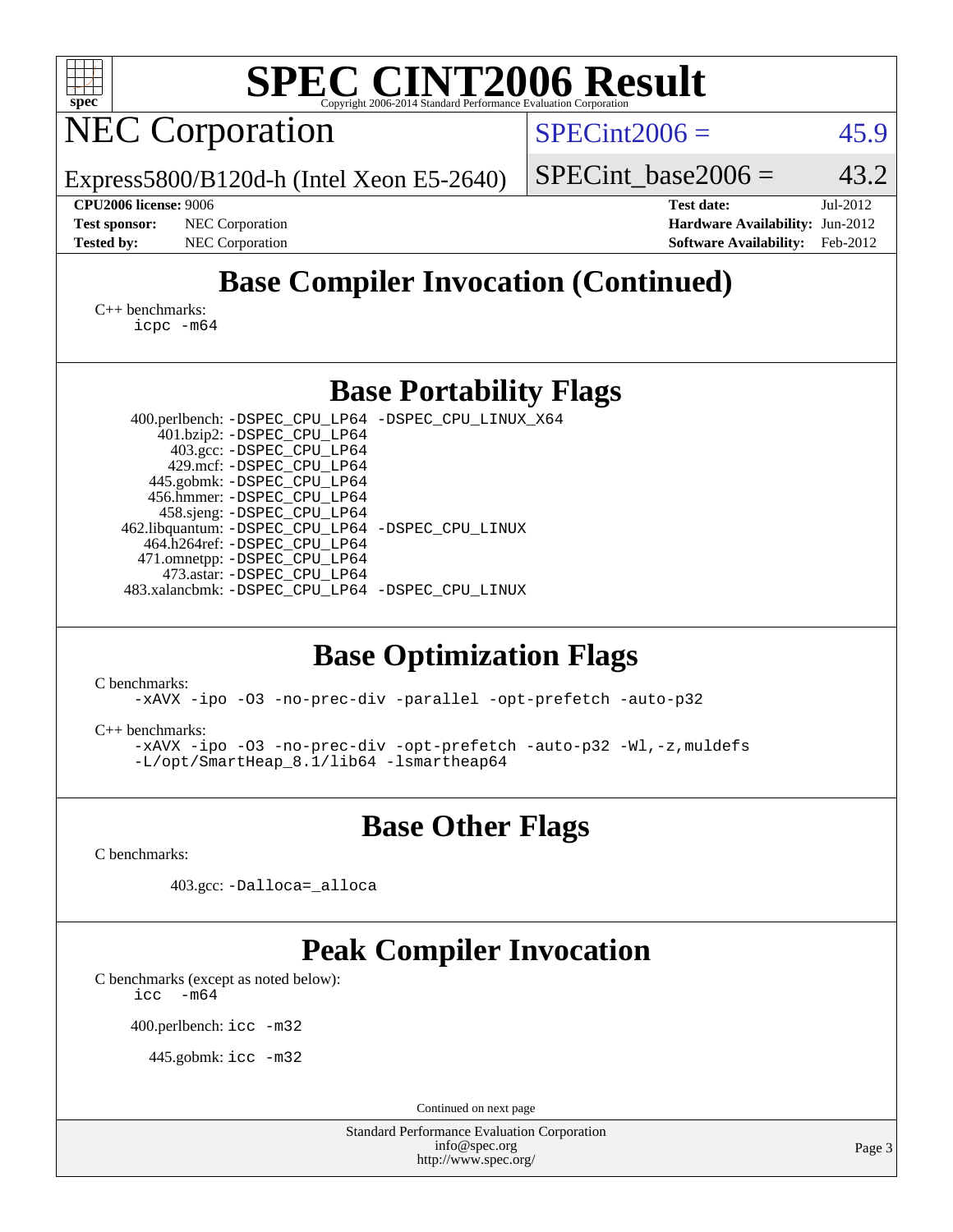## Base Compiler Invocation (Continued)

C++ benchmarks:
```
icpc -m64
```

## Base Portability Flags

| Benchmark | Flags |
|---|---|
| 400.perlbench: | -DSPEC_CPU_LP64 -DSPEC_CPU_LINUX_X64 |
| 401.bzip2: | -DSPEC_CPU_LP64 |
| 403.gcc: | -DSPEC_CPU_LP64 |
| 429.mcf: | -DSPEC_CPU_LP64 |
| 445.gobmk: | -DSPEC_CPU_LP64 |
| 456.hmmer: | -DSPEC_CPU_LP64 |
| 458.sjeng: | -DSPEC_CPU_LP64 |
| 462.libquantum: | -DSPEC_CPU_LP64 -DSPEC_CPU_LINUX |
| 464.h264ref: | -DSPEC_CPU_LP64 |
| 471.omnetpp: | -DSPEC_CPU_LP64 |
| 473.astar: | -DSPEC_CPU_LP64 |
| 483.xalancbmk: | -DSPEC_CPU_LP64 -DSPEC_CPU_LINUX |

## Base Optimization Flags

C benchmarks:
```
-xAVX -ipo -O3 -no-prec-div -parallel -opt-prefetch -auto-p32
```

C++ benchmarks:
```
-xAVX -ipo -O3 -no-prec-div -opt-prefetch -auto-p32 -Wl,-z,muldefs
-L/opt/SmartHeap_8.1/lib64 -lsmartheap64
```

## Base Other Flags

C benchmarks:

403.gcc: `-Dalloca=_alloca`

## Peak Compiler Invocation

C benchmarks (except as noted below):
```
icc  -m64
```

400.perlbench: `icc -m32`

445.gobmk: `icc -m32`

Continued on next page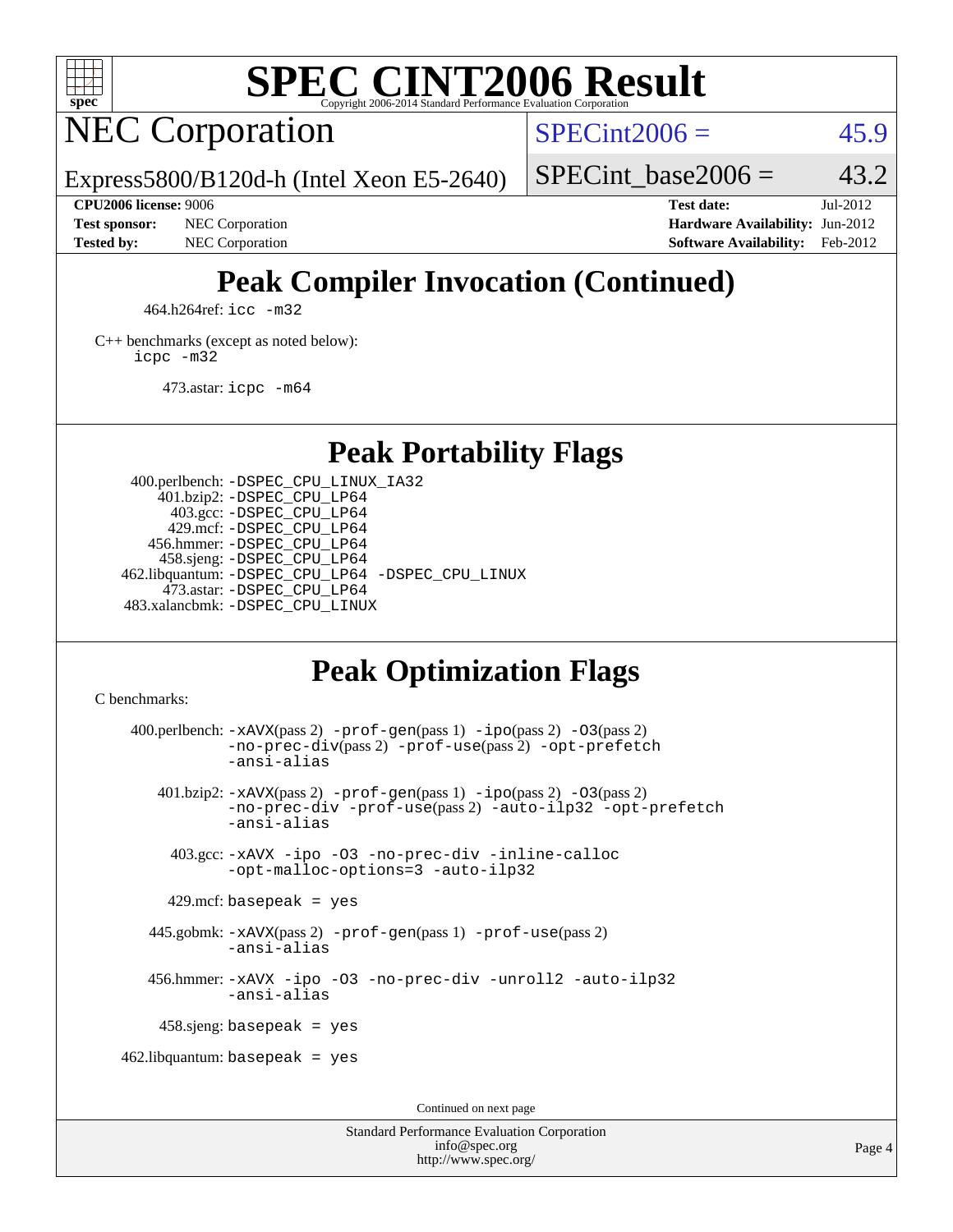## Peak Compiler Invocation (Continued)

464.h264ref: `icc -m32`

C++ benchmarks (except as noted below):
`icpc -m32`

473.astar: `icpc -m64`

## Peak Portability Flags

400.perlbench: `-DSPEC_CPU_LINUX_IA32`
401.bzip2: `-DSPEC_CPU_LP64`
403.gcc: `-DSPEC_CPU_LP64`
429.mcf: `-DSPEC_CPU_LP64`
456.hmmer: `-DSPEC_CPU_LP64`
458.sjeng: `-DSPEC_CPU_LP64`
462.libquantum: `-DSPEC_CPU_LP64 -DSPEC_CPU_LINUX`
473.astar: `-DSPEC_CPU_LP64`
483.xalancbmk: `-DSPEC_CPU_LINUX`

## Peak Optimization Flags

C benchmarks:

400.perlbench: `-xAVX`(pass 2) `-prof-gen`(pass 1) `-ipo`(pass 2) `-O3`(pass 2) `-no-prec-div`(pass 2) `-prof-use`(pass 2) `-opt-prefetch` `-ansi-alias`

401.bzip2: `-xAVX`(pass 2) `-prof-gen`(pass 1) `-ipo`(pass 2) `-O3`(pass 2) `-no-prec-div` `-prof-use`(pass 2) `-auto-ilp32` `-opt-prefetch` `-ansi-alias`

403.gcc: `-xAVX -ipo -O3 -no-prec-div -inline-calloc -opt-malloc-options=3 -auto-ilp32`

429.mcf: `basepeak = yes`

445.gobmk: `-xAVX`(pass 2) `-prof-gen`(pass 1) `-prof-use`(pass 2) `-ansi-alias`

456.hmmer: `-xAVX -ipo -O3 -no-prec-div -unroll2 -auto-ilp32 -ansi-alias`

458.sjeng: `basepeak = yes`

462.libquantum: `basepeak = yes`

Continued on next page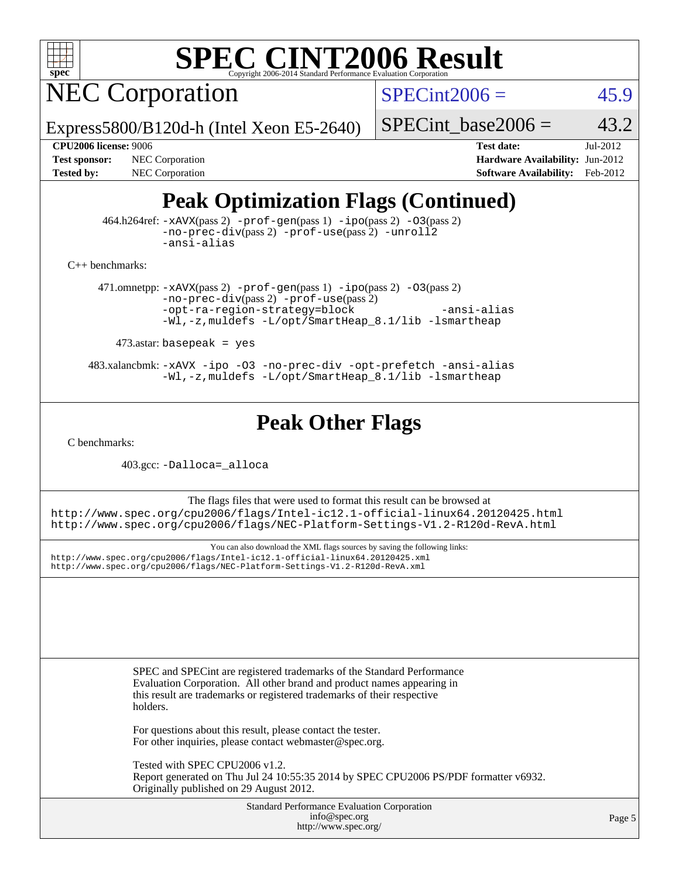# SPEC CINT2006 Result

Copyright 2006-2014 Standard Performance Evaluation Corporation

## NEC Corporation

Express5800/B120d-h (Intel Xeon E5-2640)

SPECint2006 = 45.9

SPECint_base2006 = 43.2

**CPU2006 license:** 9006
**Test sponsor:** NEC Corporation
**Tested by:** NEC Corporation

**Test date:** Jul-2012
**Hardware Availability:** Jun-2012
**Software Availability:** Feb-2012

## Peak Optimization Flags (Continued)

464.h264ref: -xAVX(pass 2) -prof-gen(pass 1) -ipo(pass 2) -O3(pass 2) -no-prec-div(pass 2) -prof-use(pass 2) -unroll2 -ansi-alias

C++ benchmarks:

471.omnetpp: -xAVX(pass 2) -prof-gen(pass 1) -ipo(pass 2) -O3(pass 2) -no-prec-div(pass 2) -prof-use(pass 2) -opt-ra-region-strategy=block -ansi-alias -Wl,-z,muldefs -L/opt/SmartHeap_8.1/lib -lsmartheap

473.astar: basepeak = yes

483.xalancbmk: -xAVX -ipo -O3 -no-prec-div -opt-prefetch -ansi-alias -Wl,-z,muldefs -L/opt/SmartHeap_8.1/lib -lsmartheap

## Peak Other Flags

C benchmarks:

403.gcc: -Dalloca=_alloca

The flags files that were used to format this result can be browsed at
http://www.spec.org/cpu2006/flags/Intel-ic12.1-official-linux64.20120425.html
http://www.spec.org/cpu2006/flags/NEC-Platform-Settings-V1.2-R120d-RevA.html

You can also download the XML flags sources by saving the following links:
http://www.spec.org/cpu2006/flags/Intel-ic12.1-official-linux64.20120425.xml
http://www.spec.org/cpu2006/flags/NEC-Platform-Settings-V1.2-R120d-RevA.xml

SPEC and SPECint are registered trademarks of the Standard Performance Evaluation Corporation. All other brand and product names appearing in this result are trademarks or registered trademarks of their respective holders.

For questions about this result, please contact the tester.
For other inquiries, please contact webmaster@spec.org.

Tested with SPEC CPU2006 v1.2.
Report generated on Thu Jul 24 10:55:35 2014 by SPEC CPU2006 PS/PDF formatter v6932.
Originally published on 29 August 2012.

Standard Performance Evaluation Corporation
info@spec.org
http://www.spec.org/